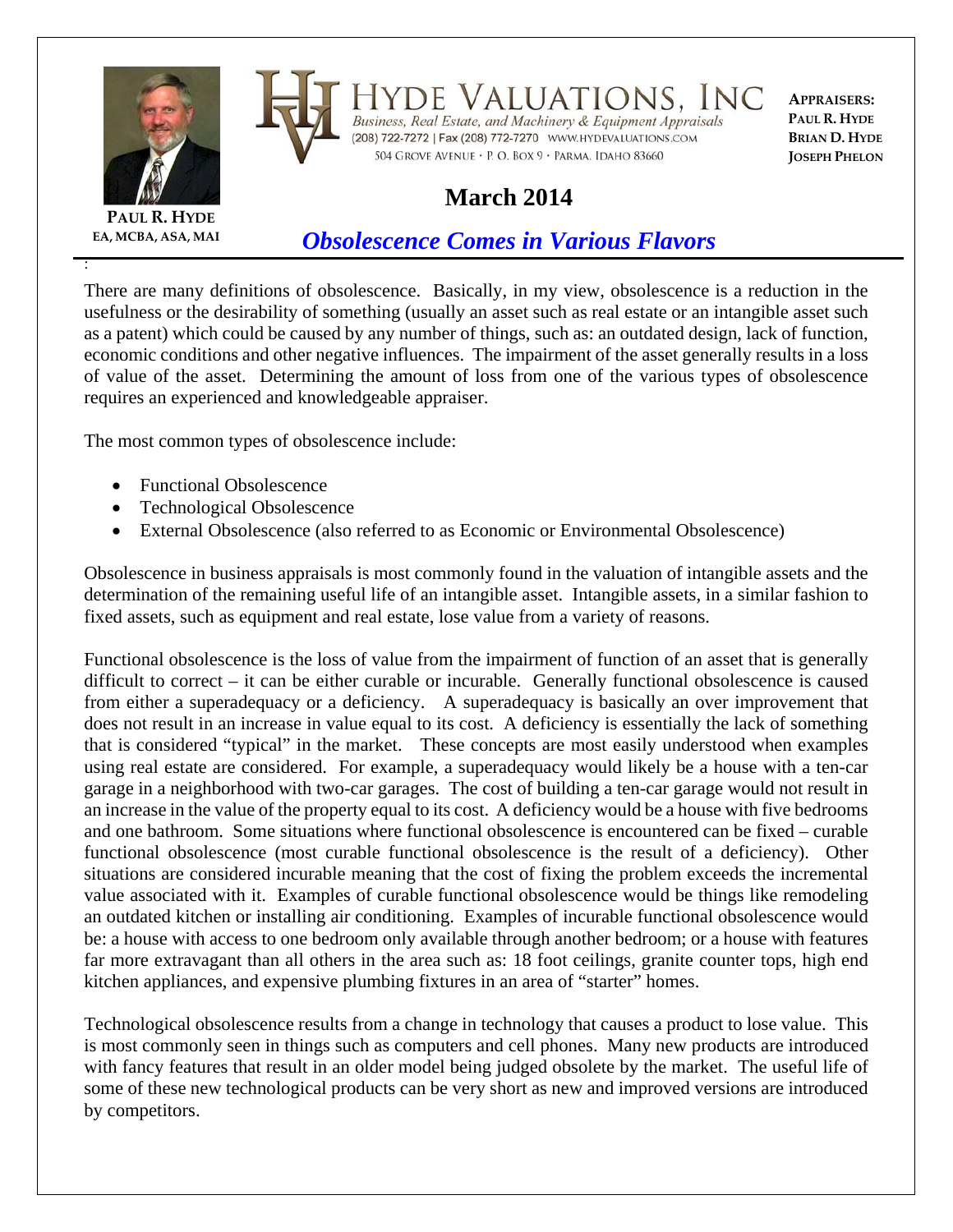**PAUL R. HYDE**
EA, MCBA, ASA, MAI

# HYDE VALUATIONS, INC

*Business, Real Estate, and Machinery & Equipment Appraisals*
(208) 722-7272 | Fax (208) 772-7270 WWW.HYDEVALUATIONS.COM
504 GROVE AVENUE • P. O. BOX 9 • PARMA, IDAHO 83660

**APPRAISERS:**
**PAUL R. HYDE**
**BRIAN D. HYDE**
**JOSEPH PHELON**

## March 2014

## *Obsolescence Comes in Various Flavors*

There are many definitions of obsolescence. Basically, in my view, obsolescence is a reduction in the usefulness or the desirability of something (usually an asset such as real estate or an intangible asset such as a patent) which could be caused by any number of things, such as: an outdated design, lack of function, economic conditions and other negative influences. The impairment of the asset generally results in a loss of value of the asset. Determining the amount of loss from one of the various types of obsolescence requires an experienced and knowledgeable appraiser.

The most common types of obsolescence include:

- Functional Obsolescence
- Technological Obsolescence
- External Obsolescence (also referred to as Economic or Environmental Obsolescence)

Obsolescence in business appraisals is most commonly found in the valuation of intangible assets and the determination of the remaining useful life of an intangible asset. Intangible assets, in a similar fashion to fixed assets, such as equipment and real estate, lose value from a variety of reasons.

Functional obsolescence is the loss of value from the impairment of function of an asset that is generally difficult to correct – it can be either curable or incurable. Generally functional obsolescence is caused from either a superadequacy or a deficiency. A superadequacy is basically an over improvement that does not result in an increase in value equal to its cost. A deficiency is essentially the lack of something that is considered "typical" in the market. These concepts are most easily understood when examples using real estate are considered. For example, a superadequacy would likely be a house with a ten-car garage in a neighborhood with two-car garages. The cost of building a ten-car garage would not result in an increase in the value of the property equal to its cost. A deficiency would be a house with five bedrooms and one bathroom. Some situations where functional obsolescence is encountered can be fixed – curable functional obsolescence (most curable functional obsolescence is the result of a deficiency). Other situations are considered incurable meaning that the cost of fixing the problem exceeds the incremental value associated with it. Examples of curable functional obsolescence would be things like remodeling an outdated kitchen or installing air conditioning. Examples of incurable functional obsolescence would be: a house with access to one bedroom only available through another bedroom; or a house with features far more extravagant than all others in the area such as: 18 foot ceilings, granite counter tops, high end kitchen appliances, and expensive plumbing fixtures in an area of "starter" homes.

Technological obsolescence results from a change in technology that causes a product to lose value. This is most commonly seen in things such as computers and cell phones. Many new products are introduced with fancy features that result in an older model being judged obsolete by the market. The useful life of some of these new technological products can be very short as new and improved versions are introduced by competitors.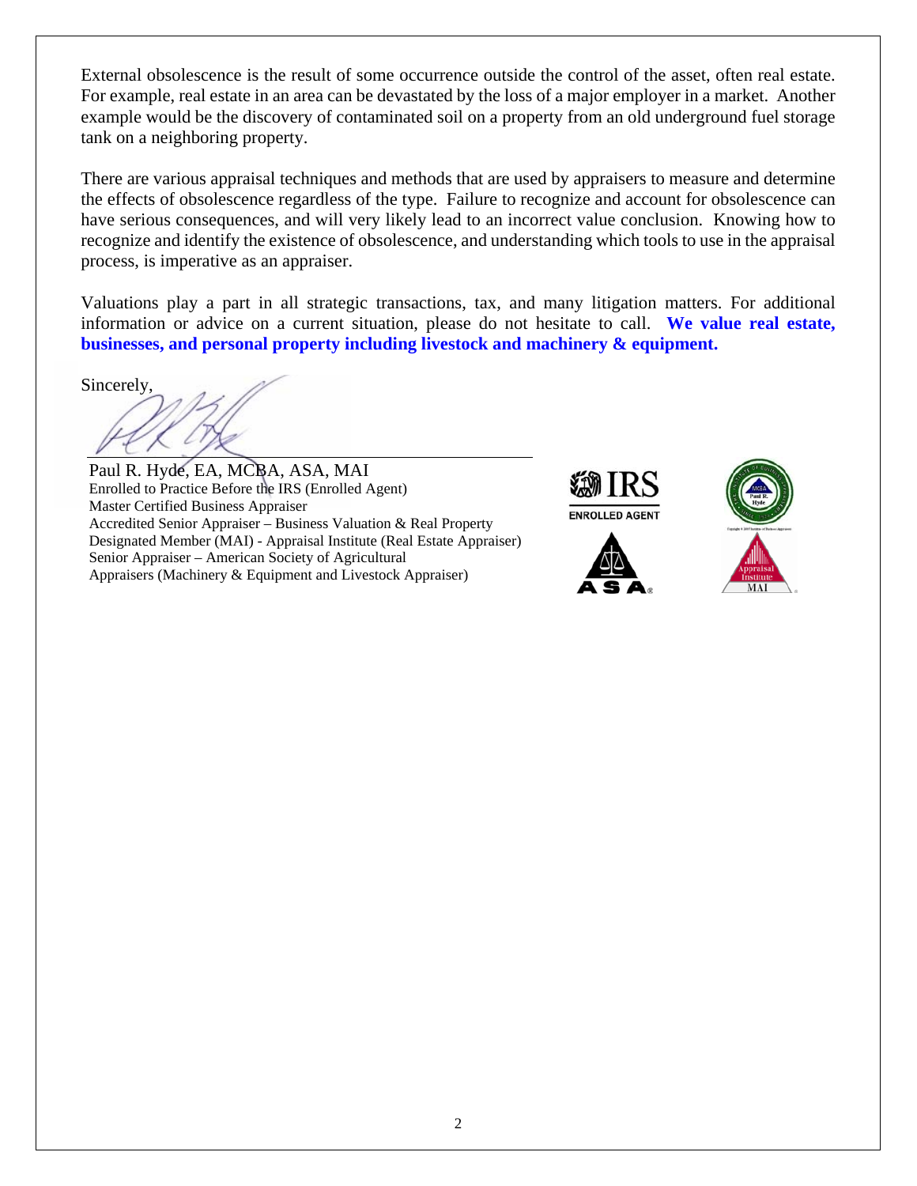External obsolescence is the result of some occurrence outside the control of the asset, often real estate. For example, real estate in an area can be devastated by the loss of a major employer in a market. Another example would be the discovery of contaminated soil on a property from an old underground fuel storage tank on a neighboring property.

There are various appraisal techniques and methods that are used by appraisers to measure and determine the effects of obsolescence regardless of the type. Failure to recognize and account for obsolescence can have serious consequences, and will very likely lead to an incorrect value conclusion. Knowing how to recognize and identify the existence of obsolescence, and understanding which tools to use in the appraisal process, is imperative as an appraiser.

Valuations play a part in all strategic transactions, tax, and many litigation matters. For additional information or advice on a current situation, please do not hesitate to call. **We value real estate, businesses, and personal property including livestock and machinery & equipment.**

Sincerely,

Paul R. Hyde, EA, MCBA, ASA, MAI
Enrolled to Practice Before the IRS (Enrolled Agent)
Master Certified Business Appraiser
Accredited Senior Appraiser – Business Valuation & Real Property
Designated Member (MAI) - Appraisal Institute (Real Estate Appraiser)
Senior Appraiser – American Society of Agricultural
Appraisers (Machinery & Equipment and Livestock Appraiser)